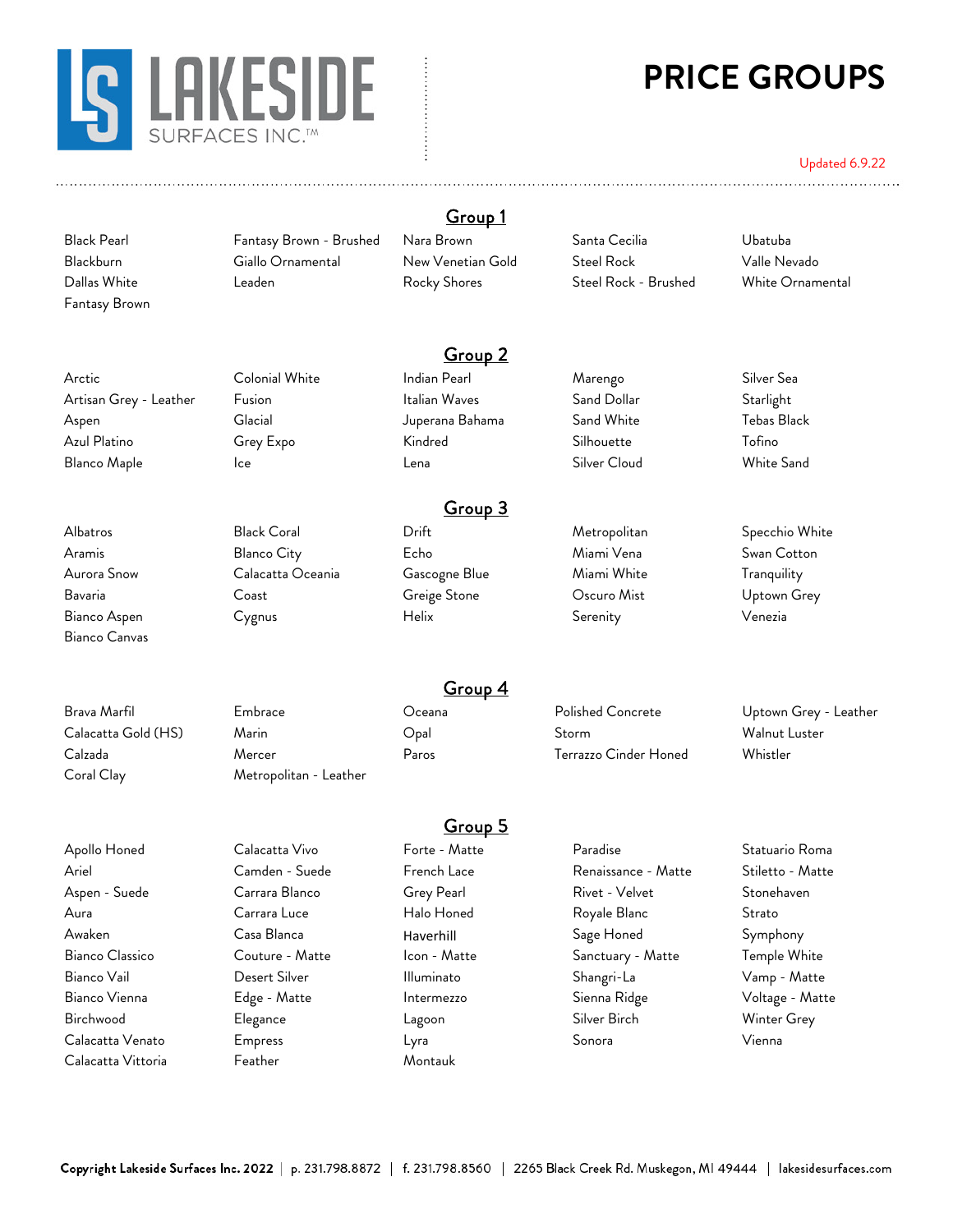# PRICE GROUPS

Updated 6.9.22

## Group 1

Black Pearl
Blackburn
Dallas White
Fantasy Brown
Fantasy Brown - Brushed
Giallo Ornamental
Leaden
Nara Brown
New Venetian Gold
Rocky Shores
Santa Cecilia
Steel Rock
Steel Rock - Brushed
Ubatuba
Valle Nevado
White Ornamental

## Group 2

Arctic
Artisan Grey - Leather
Aspen
Azul Platino
Blanco Maple
Colonial White
Fusion
Glacial
Grey Expo
Ice
Indian Pearl
Italian Waves
Juperana Bahama
Kindred
Lena
Marengo
Sand Dollar
Sand White
Silhouette
Silver Cloud
Silver Sea
Starlight
Tebas Black
Tofino
White Sand

## Group 3

Albatros
Aramis
Aurora Snow
Bavaria
Bianco Aspen
Bianco Canvas
Black Coral
Blanco City
Calacatta Oceania
Coast
Cygnus
Drift
Echo
Gascogne Blue
Greige Stone
Helix
Metropolitan
Miami Vena
Miami White
Oscuro Mist
Serenity
Specchio White
Swan Cotton
Tranquility
Uptown Grey
Venezia

## Group 4

Brava Marfil
Calacatta Gold (HS)
Calzada
Coral Clay
Embrace
Marin
Mercer
Metropolitan - Leather
Oceana
Opal
Paros
Polished Concrete
Storm
Terrazzo Cinder Honed
Uptown Grey - Leather
Walnut Luster
Whistler

## Group 5

Apollo Honed
Ariel
Aspen - Suede
Aura
Awaken
Bianco Classico
Bianco Vail
Bianco Vienna
Birchwood
Calacatta Venato
Calacatta Vittoria
Calacatta Vivo
Camden - Suede
Carrara Blanco
Carrara Luce
Casa Blanca
Couture - Matte
Desert Silver
Edge - Matte
Elegance
Empress
Feather
Forte - Matte
French Lace
Grey Pearl
Halo Honed
Haverhill
Icon - Matte
Illuminato
Intermezzo
Lagoon
Lyra
Montauk
Paradise
Renaissance - Matte
Rivet - Velvet
Royale Blanc
Sage Honed
Sanctuary - Matte
Shangri-La
Sienna Ridge
Silver Birch
Sonora
Statuario Roma
Stiletto - Matte
Stonehaven
Strato
Symphony
Temple White
Vamp - Matte
Voltage - Matte
Winter Grey
Vienna

**Copyright Lakeside Surfaces Inc. 2022** | p. 231.798.8872 | f. 231.798.8560 | 2265 Black Creek Rd. Muskegon, MI 49444 | lakesidesurfaces.com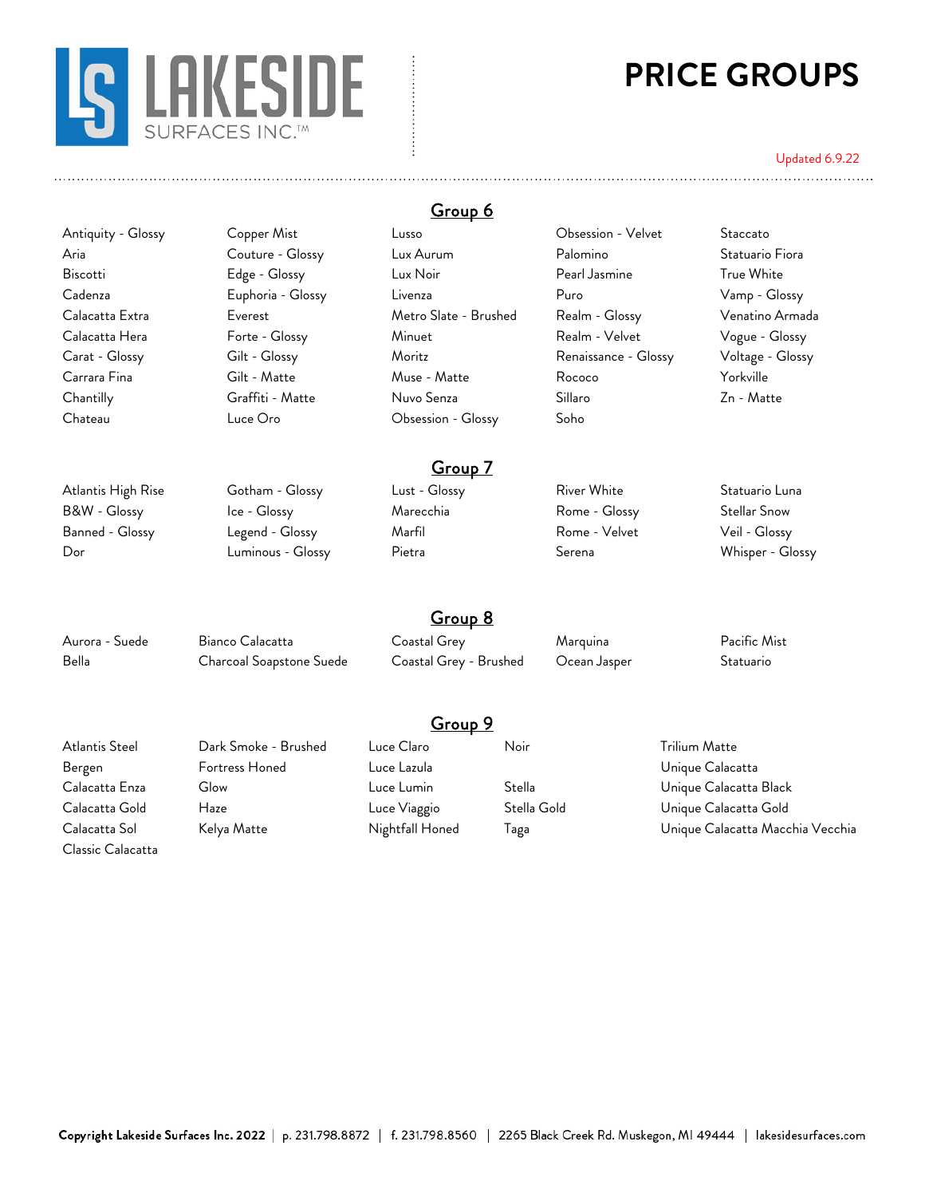# PRICE GROUPS

Updated 6.9.22

## Group 6

| | | | | |
|---|---|---|---|---|
| Antiquity - Glossy | Copper Mist | Lusso | Obsession - Velvet | Staccato |
| Aria | Couture - Glossy | Lux Aurum | Palomino | Statuario Fiora |
| Biscotti | Edge - Glossy | Lux Noir | Pearl Jasmine | True White |
| Cadenza | Euphoria - Glossy | Livenza | Puro | Vamp - Glossy |
| Calacatta Extra | Everest | Metro Slate - Brushed | Realm - Glossy | Venatino Armada |
| Calacatta Hera | Forte - Glossy | Minuet | Realm - Velvet | Vogue - Glossy |
| Carat - Glossy | Gilt - Glossy | Moritz | Renaissance - Glossy | Voltage - Glossy |
| Carrara Fina | Gilt - Matte | Muse - Matte | Rococo | Yorkville |
| Chantilly | Graffiti - Matte | Nuvo Senza | Sillaro | Zn - Matte |
| Chateau | Luce Oro | Obsession - Glossy | Soho | |

## Group 7

| | | | | |
|---|---|---|---|---|
| Atlantis High Rise | Gotham - Glossy | Lust - Glossy | River White | Statuario Luna |
| B&W - Glossy | Ice - Glossy | Marecchia | Rome - Glossy | Stellar Snow |
| Banned - Glossy | Legend - Glossy | Marfil | Rome - Velvet | Veil - Glossy |
| Dor | Luminous - Glossy | Pietra | Serena | Whisper - Glossy |

## Group 8

| | | | | |
|---|---|---|---|---|
| Aurora - Suede | Bianco Calacatta | Coastal Grey | Marquina | Pacific Mist |
| Bella | Charcoal Soapstone Suede | Coastal Grey - Brushed | Ocean Jasper | Statuario |

## Group 9

| | | | | |
|---|---|---|---|---|
| Atlantis Steel | Dark Smoke - Brushed | Luce Claro | Noir | Trilium Matte |
| Bergen | Fortress Honed | Luce Lazula | | Unique Calacatta |
| Calacatta Enza | Glow | Luce Lumin | Stella | Unique Calacatta Black |
| Calacatta Gold | Haze | Luce Viaggio | Stella Gold | Unique Calacatta Gold |
| Calacatta Sol | Kelya Matte | Nightfall Honed | Taga | Unique Calacatta Macchia Vecchia |
| Classic Calacatta | | | | |

**Copyright Lakeside Surfaces Inc. 2022** | p. 231.798.8872 | f. 231.798.8560 | 2265 Black Creek Rd. Muskegon, MI 49444 | lakesidesurfaces.com